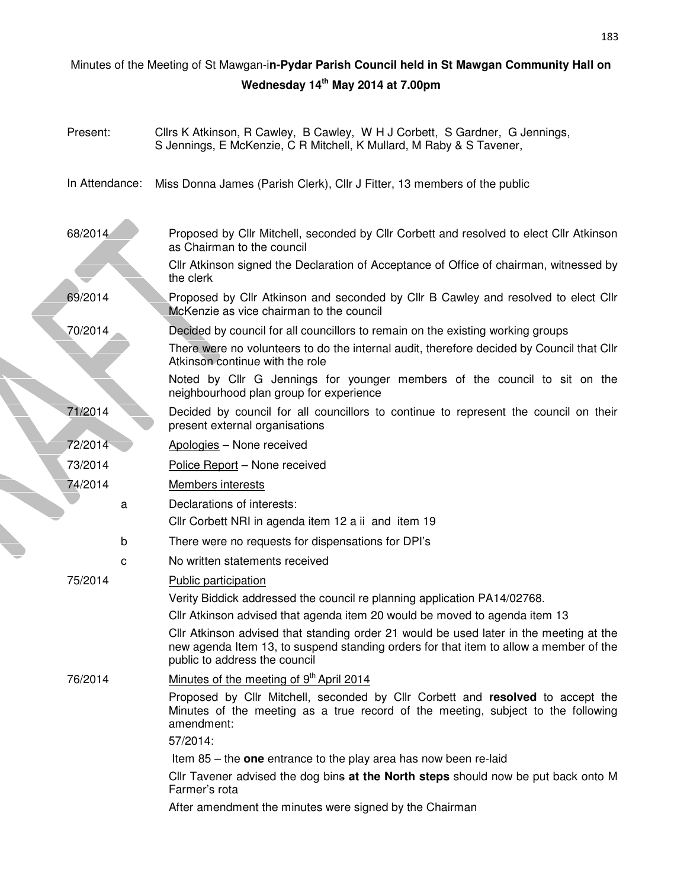Minutes of the Meeting of St Mawgan-i**n-Pydar Parish Council held in St Mawgan Community Hall on Wednesday 14th May 2014 at 7.00pm**

Present: Cllrs K Atkinson, R Cawley, B Cawley, W H J Corbett, S Gardner, G Jennings, S Jennings, E McKenzie, C R Mitchell, K Mullard, M Raby & S Tavener,

In Attendance: Miss Donna James (Parish Clerk), Cllr J Fitter, 13 members of the public

**68/2014** Proposed by Cllr Mitchell, seconded by Cllr Corbett and resolved to elect Cllr Atkinson as Chairman to the council

Cllr Atkinson signed the Declaration of Acceptance of Office of chairman, witnessed by the clerk

**69/2014** Proposed by Cllr Atkinson and seconded by Cllr B Cawley and resolved to elect Cllr McKenzie as vice chairman to the council

**70/2014** Decided by council for all councillors to remain on the existing working groups

There were no volunteers to do the internal audit, therefore decided by Council that Cllr Atkinson continue with the role

Noted by Cllr G Jennings for younger members of the council to sit on the neighbourhood plan group for experience

**71/2014** Decided by council for all councillors to continue to represent the council on their present external organisations

**72/2014** Apologies – None received

**73/2014** Police Report – None received

**74/2014** Members interests

a. Declarations of interests:
   Cllr Corbett NRI in agenda item 12 a ii and item 19

b. There were no requests for dispensations for DPI's

c. No written statements received

**75/2014** Public participation

Verity Biddick addressed the council re planning application PA14/02768.

Cllr Atkinson advised that agenda item 20 would be moved to agenda item 13

Cllr Atkinson advised that standing order 21 would be used later in the meeting at the new agenda Item 13, to suspend standing orders for that item to allow a member of the public to address the council

**76/2014** Minutes of the meeting of 9th April 2014

Proposed by Cllr Mitchell, seconded by Cllr Corbett and **resolved** to accept the Minutes of the meeting as a true record of the meeting, subject to the following amendment:

57/2014:

Item 85 – the **one** entrance to the play area has now been re-laid

Cllr Tavener advised the dog bin~~s~~ **at the North steps** should now be put back onto M Farmer's rota

After amendment the minutes were signed by the Chairman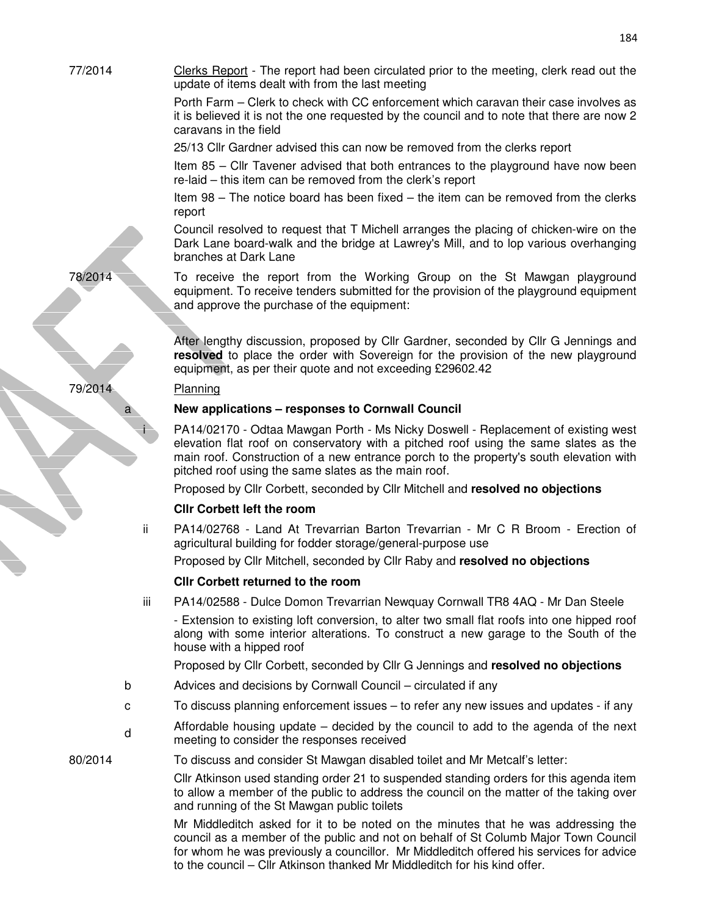77/2014 Clerks Report - The report had been circulated prior to the meeting, clerk read out the update of items dealt with from the last meeting

Porth Farm – Clerk to check with CC enforcement which caravan their case involves as it is believed it is not the one requested by the council and to note that there are now 2 caravans in the field

25/13 Cllr Gardner advised this can now be removed from the clerks report

Item 85 – Cllr Tavener advised that both entrances to the playground have now been re-laid – this item can be removed from the clerk's report

Item 98 – The notice board has been fixed – the item can be removed from the clerks report

Council resolved to request that T Michell arranges the placing of chicken-wire on the Dark Lane board-walk and the bridge at Lawrey's Mill, and to lop various overhanging branches at Dark Lane

78/2014 To receive the report from the Working Group on the St Mawgan playground equipment. To receive tenders submitted for the provision of the playground equipment and approve the purchase of the equipment:

After lengthy discussion, proposed by Cllr Gardner, seconded by Cllr G Jennings and **resolved** to place the order with Sovereign for the provision of the new playground equipment, as per their quote and not exceeding £29602.42

79/2014 Planning

a **New applications – responses to Cornwall Council**

i PA14/02170 - Odtaa Mawgan Porth - Ms Nicky Doswell - Replacement of existing west elevation flat roof on conservatory with a pitched roof using the same slates as the main roof. Construction of a new entrance porch to the property's south elevation with pitched roof using the same slates as the main roof.

Proposed by Cllr Corbett, seconded by Cllr Mitchell and **resolved no objections**

**Cllr Corbett left the room**

ii PA14/02768 - Land At Trevarrian Barton Trevarrian - Mr C R Broom - Erection of agricultural building for fodder storage/general-purpose use

Proposed by Cllr Mitchell, seconded by Cllr Raby and **resolved no objections**

**Cllr Corbett returned to the room**

iii PA14/02588 - Dulce Domon Trevarrian Newquay Cornwall TR8 4AQ - Mr Dan Steele - Extension to existing loft conversion, to alter two small flat roofs into one hipped roof along with some interior alterations. To construct a new garage to the South of the house with a hipped roof

Proposed by Cllr Corbett, seconded by Cllr G Jennings and **resolved no objections**

b Advices and decisions by Cornwall Council – circulated if any

c To discuss planning enforcement issues – to refer any new issues and updates - if any

d Affordable housing update – decided by the council to add to the agenda of the next meeting to consider the responses received

80/2014 To discuss and consider St Mawgan disabled toilet and Mr Metcalf's letter:

Cllr Atkinson used standing order 21 to suspended standing orders for this agenda item to allow a member of the public to address the council on the matter of the taking over and running of the St Mawgan public toilets

Mr Middleditch asked for it to be noted on the minutes that he was addressing the council as a member of the public and not on behalf of St Columb Major Town Council for whom he was previously a councillor. Mr Middleditch offered his services for advice to the council – Cllr Atkinson thanked Mr Middleditch for his kind offer.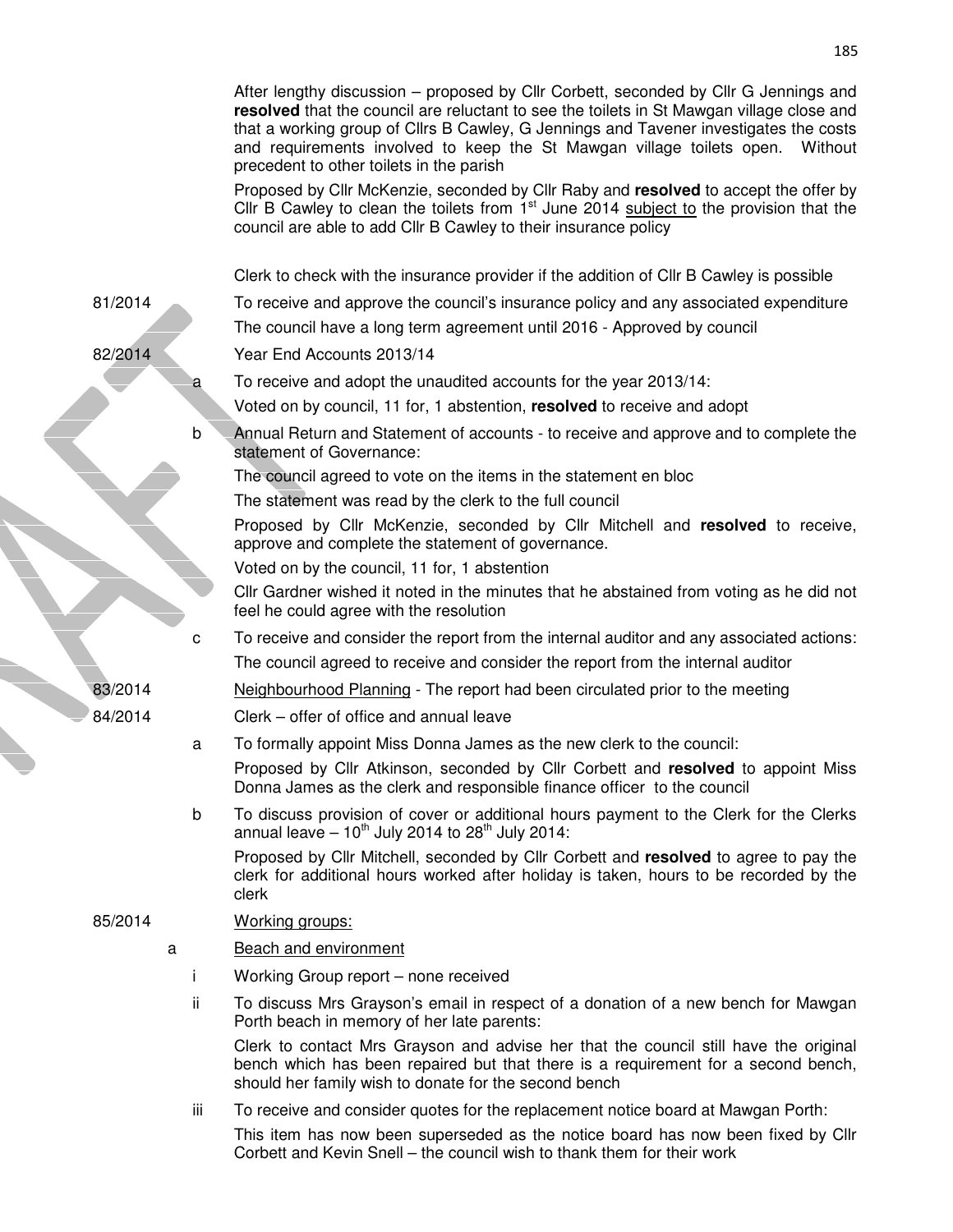After lengthy discussion – proposed by Cllr Corbett, seconded by Cllr G Jennings and **resolved** that the council are reluctant to see the toilets in St Mawgan village close and that a working group of Cllrs B Cawley, G Jennings and Tavener investigates the costs and requirements involved to keep the St Mawgan village toilets open. Without precedent to other toilets in the parish

Proposed by Cllr McKenzie, seconded by Cllr Raby and **resolved** to accept the offer by Cllr B Cawley to clean the toilets from 1st June 2014 <u>subject to</u> the provision that the council are able to add Cllr B Cawley to their insurance policy

Clerk to check with the insurance provider if the addition of Cllr B Cawley is possible

81/2014 To receive and approve the council's insurance policy and any associated expenditure

The council have a long term agreement until 2016 - Approved by council

82/2014 Year End Accounts 2013/14

a To receive and adopt the unaudited accounts for the year 2013/14:

Voted on by council, 11 for, 1 abstention, **resolved** to receive and adopt

b Annual Return and Statement of accounts - to receive and approve and to complete the statement of Governance:

The council agreed to vote on the items in the statement en bloc

The statement was read by the clerk to the full council

Proposed by Cllr McKenzie, seconded by Cllr Mitchell and **resolved** to receive, approve and complete the statement of governance.

Voted on by the council, 11 for, 1 abstention

Cllr Gardner wished it noted in the minutes that he abstained from voting as he did not feel he could agree with the resolution

c To receive and consider the report from the internal auditor and any associated actions:

The council agreed to receive and consider the report from the internal auditor

83/2014 <u>Neighbourhood Planning</u> - The report had been circulated prior to the meeting

84/2014 Clerk – offer of office and annual leave

a To formally appoint Miss Donna James as the new clerk to the council:

Proposed by Cllr Atkinson, seconded by Cllr Corbett and **resolved** to appoint Miss Donna James as the clerk and responsible finance officer to the council

b To discuss provision of cover or additional hours payment to the Clerk for the Clerks annual leave – 10th July 2014 to 28th July 2014:

Proposed by Cllr Mitchell, seconded by Cllr Corbett and **resolved** to agree to pay the clerk for additional hours worked after holiday is taken, hours to be recorded by the clerk

85/2014 <u>Working groups:</u>

a <u>Beach and environment</u>

i Working Group report – none received

ii To discuss Mrs Grayson's email in respect of a donation of a new bench for Mawgan Porth beach in memory of her late parents:

Clerk to contact Mrs Grayson and advise her that the council still have the original bench which has been repaired but that there is a requirement for a second bench, should her family wish to donate for the second bench

iii To receive and consider quotes for the replacement notice board at Mawgan Porth:

This item has now been superseded as the notice board has now been fixed by Cllr Corbett and Kevin Snell – the council wish to thank them for their work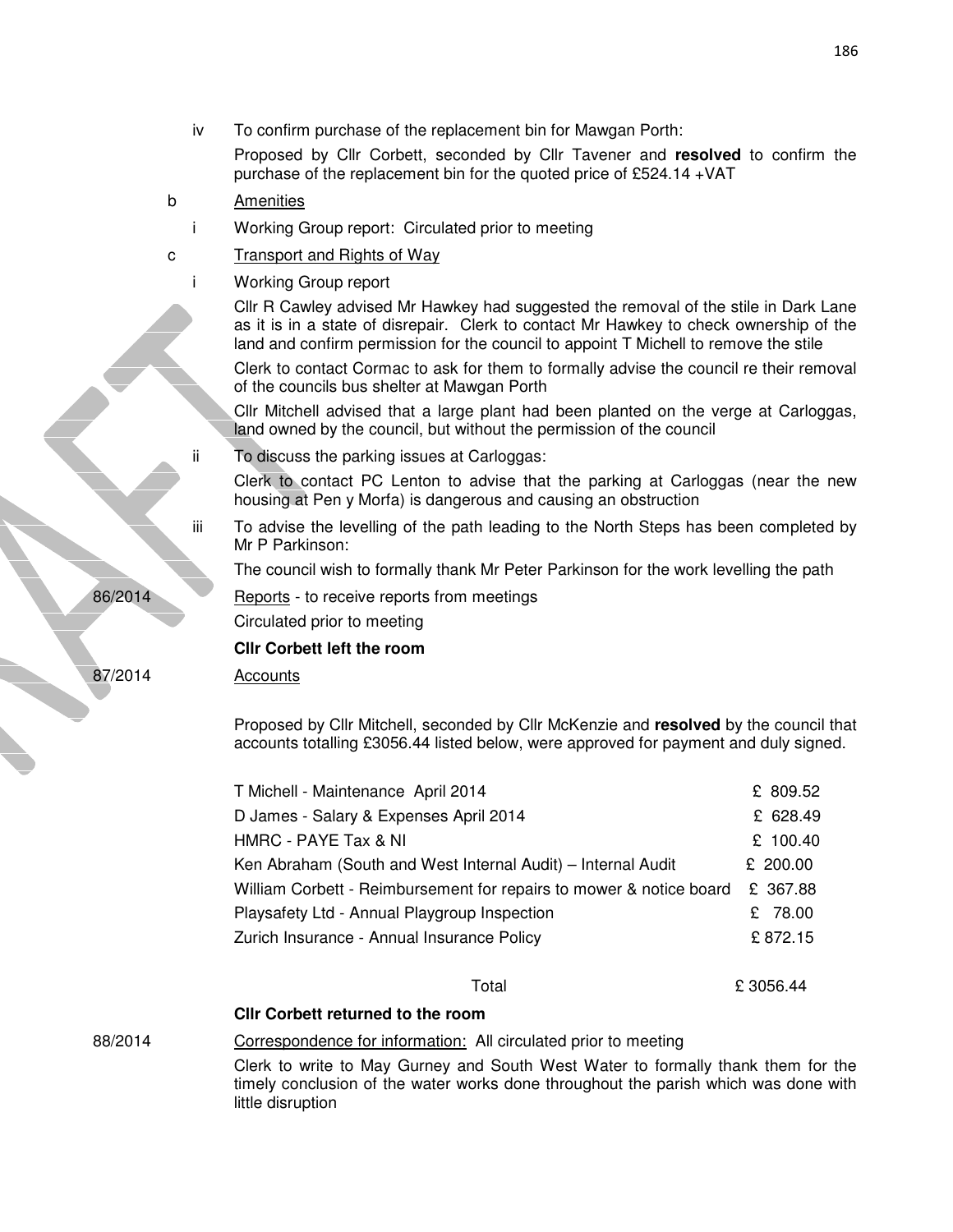iv To confirm purchase of the replacement bin for Mawgan Porth:

Proposed by Cllr Corbett, seconded by Cllr Tavener and **resolved** to confirm the purchase of the replacement bin for the quoted price of £524.14 +VAT

b <u>Amenities</u>

i Working Group report: Circulated prior to meeting

c <u>Transport and Rights of Way</u>

i Working Group report

Cllr R Cawley advised Mr Hawkey had suggested the removal of the stile in Dark Lane as it is in a state of disrepair. Clerk to contact Mr Hawkey to check ownership of the land and confirm permission for the council to appoint T Michell to remove the stile

Clerk to contact Cormac to ask for them to formally advise the council re their removal of the councils bus shelter at Mawgan Porth

Cllr Mitchell advised that a large plant had been planted on the verge at Carloggas, land owned by the council, but without the permission of the council

ii To discuss the parking issues at Carloggas:

Clerk to contact PC Lenton to advise that the parking at Carloggas (near the new housing at Pen y Morfa) is dangerous and causing an obstruction

iii To advise the levelling of the path leading to the North Steps has been completed by Mr P Parkinson:

The council wish to formally thank Mr Peter Parkinson for the work levelling the path

86/2014 <u>Reports</u> - to receive reports from meetings

Circulated prior to meeting

**Cllr Corbett left the room**

87/2014 <u>Accounts</u>

Proposed by Cllr Mitchell, seconded by Cllr McKenzie and **resolved** by the council that accounts totalling £3056.44 listed below, were approved for payment and duly signed.

| | |
|---|---|
| T Michell - Maintenance April 2014 | £ 809.52 |
| D James - Salary & Expenses April 2014 | £ 628.49 |
| HMRC - PAYE Tax & NI | £ 100.40 |
| Ken Abraham (South and West Internal Audit) – Internal Audit | £ 200.00 |
| William Corbett - Reimbursement for repairs to mower & notice board | £ 367.88 |
| Playsafety Ltd - Annual Playgroup Inspection | £ 78.00 |
| Zurich Insurance - Annual Insurance Policy | £ 872.15 |
| Total | £ 3056.44 |

**Cllr Corbett returned to the room**

88/2014 <u>Correspondence for information:</u> All circulated prior to meeting

Clerk to write to May Gurney and South West Water to formally thank them for the timely conclusion of the water works done throughout the parish which was done with little disruption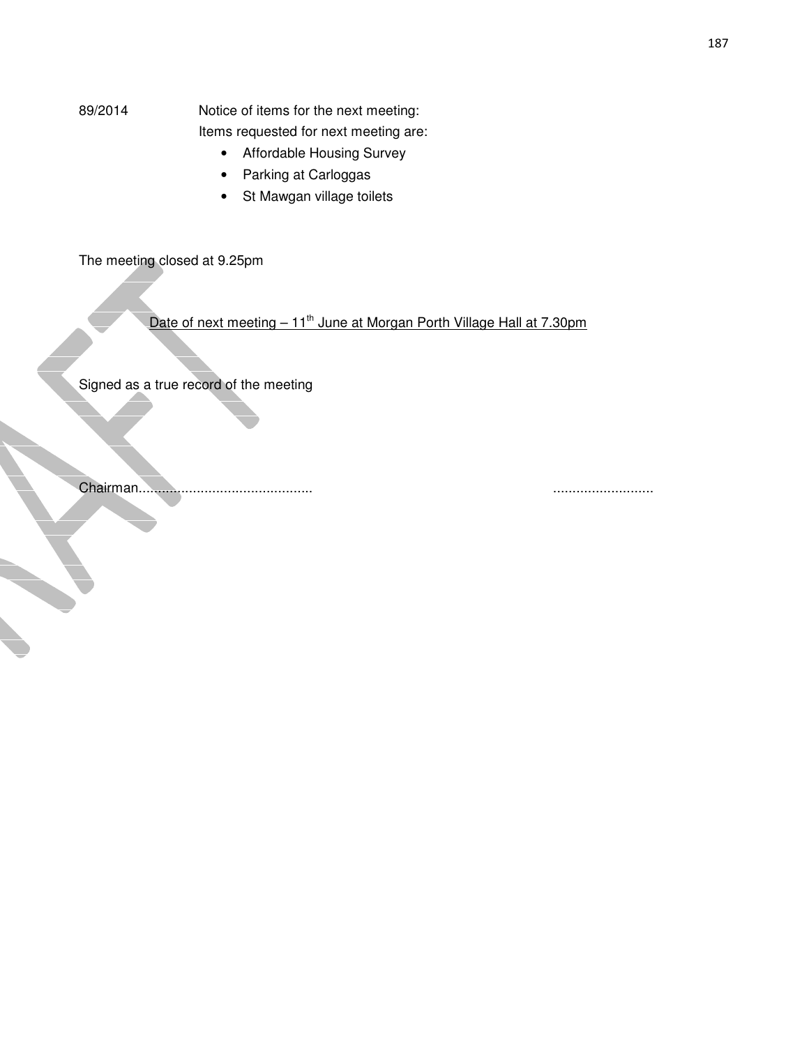89/2014 Notice of items for the next meeting:

Items requested for next meeting are:

- Affordable Housing Survey
- Parking at Carloggas
- St Mawgan village toilets

The meeting closed at 9.25pm

Date of next meeting – 11th June at Morgan Porth Village Hall at 7.30pm

Signed as a true record of the meeting

Chairman.............................................                                        ..........................